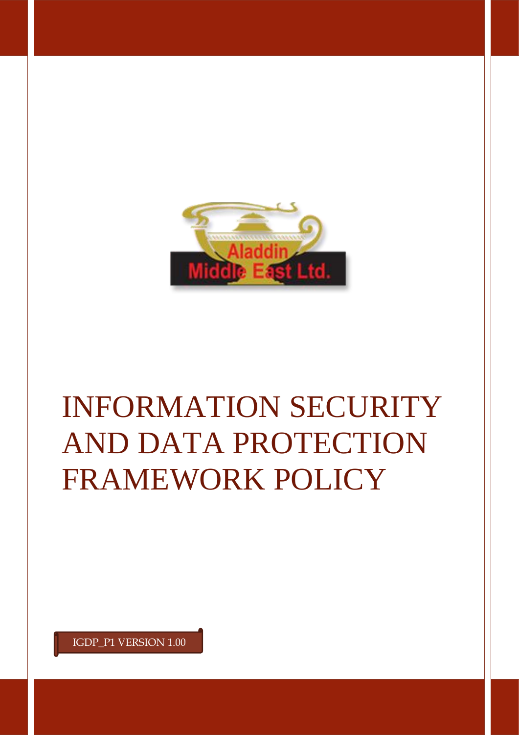Aladdin Middle East Ltd.

# INFORMATION SECURITY AND DATA PROTECTION FRAMEWORK POLICY

IGDP_P1 VERSION 1.00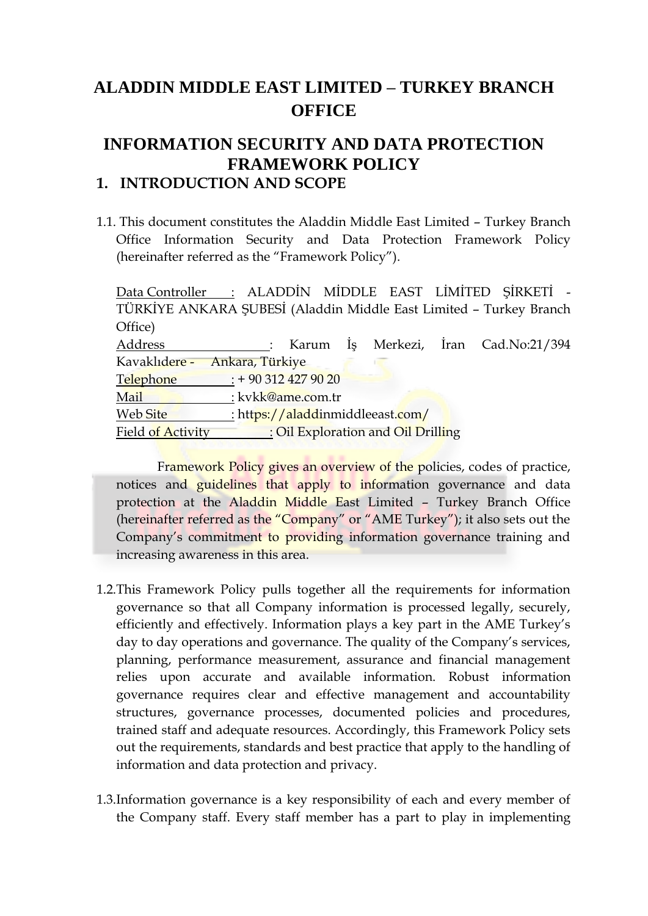# ALADDIN MIDDLE EAST LIMITED – TURKEY BRANCH OFFICE

# INFORMATION SECURITY AND DATA PROTECTION FRAMEWORK POLICY

## 1. INTRODUCTION AND SCOPE

1.1. This document constitutes the Aladdin Middle East Limited – Turkey Branch Office Information Security and Data Protection Framework Policy (hereinafter referred as the "Framework Policy").

Data Controller : ALADDİN MİDDLE EAST LİMİTED ŞİRKETİ - TÜRKİYE ANKARA ŞUBESİ (Aladdin Middle East Limited – Turkey Branch Office)
Address : Karum İş Merkezi, İran Cad.No:21/394 Kavaklıdere - Ankara, Türkiye
Telephone : + 90 312 427 90 20
Mail : kvkk@ame.com.tr
Web Site : https://aladdinmiddleeast.com/
Field of Activity : Oil Exploration and Oil Drilling

Framework Policy gives an overview of the policies, codes of practice, notices and guidelines that apply to information governance and data protection at the Aladdin Middle East Limited – Turkey Branch Office (hereinafter referred as the "Company" or "AME Turkey"); it also sets out the Company's commitment to providing information governance training and increasing awareness in this area.

1.2. This Framework Policy pulls together all the requirements for information governance so that all Company information is processed legally, securely, efficiently and effectively. Information plays a key part in the AME Turkey's day to day operations and governance. The quality of the Company's services, planning, performance measurement, assurance and financial management relies upon accurate and available information. Robust information governance requires clear and effective management and accountability structures, governance processes, documented policies and procedures, trained staff and adequate resources. Accordingly, this Framework Policy sets out the requirements, standards and best practice that apply to the handling of information and data protection and privacy.

1.3. Information governance is a key responsibility of each and every member of the Company staff. Every staff member has a part to play in implementing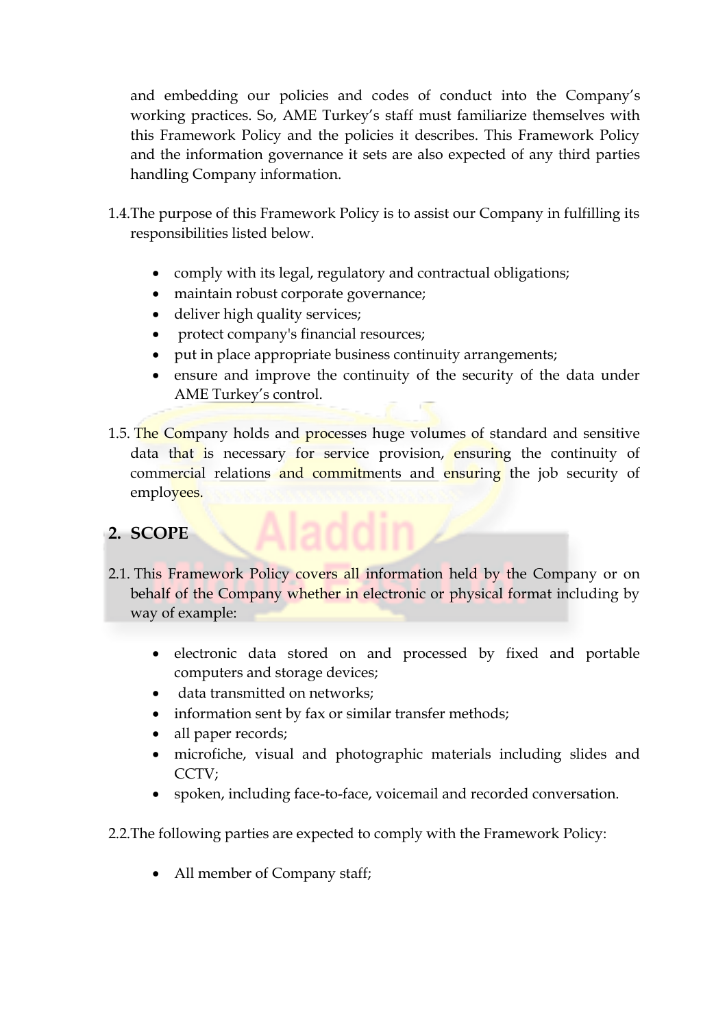and embedding our policies and codes of conduct into the Company's working practices. So, AME Turkey's staff must familiarize themselves with this Framework Policy and the policies it describes. This Framework Policy and the information governance it sets are also expected of any third parties handling Company information.

1.4. The purpose of this Framework Policy is to assist our Company in fulfilling its responsibilities listed below.

- comply with its legal, regulatory and contractual obligations;
- maintain robust corporate governance;
- deliver high quality services;
- protect company's financial resources;
- put in place appropriate business continuity arrangements;
- ensure and improve the continuity of the security of the data under AME Turkey's control.

1.5. The Company holds and processes huge volumes of standard and sensitive data that is necessary for service provision, ensuring the continuity of commercial relations and commitments and ensuring the job security of employees.

## 2. SCOPE

2.1. This Framework Policy covers all information held by the Company or on behalf of the Company whether in electronic or physical format including by way of example:

- electronic data stored on and processed by fixed and portable computers and storage devices;
- data transmitted on networks;
- information sent by fax or similar transfer methods;
- all paper records;
- microfiche, visual and photographic materials including slides and CCTV;
- spoken, including face-to-face, voicemail and recorded conversation.

2.2. The following parties are expected to comply with the Framework Policy:

- All member of Company staff;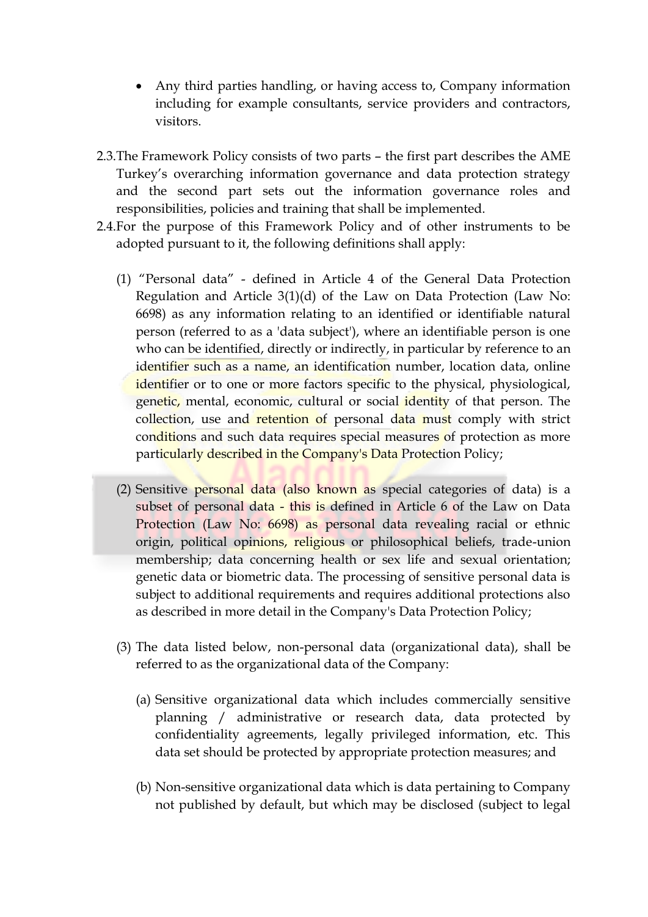- Any third parties handling, or having access to, Company information including for example consultants, service providers and contractors, visitors.

2.3. The Framework Policy consists of two parts – the first part describes the AME Turkey's overarching information governance and data protection strategy and the second part sets out the information governance roles and responsibilities, policies and training that shall be implemented.

2.4. For the purpose of this Framework Policy and of other instruments to be adopted pursuant to it, the following definitions shall apply:

(1) "Personal data" - defined in Article 4 of the General Data Protection Regulation and Article 3(1)(d) of the Law on Data Protection (Law No: 6698) as any information relating to an identified or identifiable natural person (referred to as a 'data subject'), where an identifiable person is one who can be identified, directly or indirectly, in particular by reference to an identifier such as a name, an identification number, location data, online identifier or to one or more factors specific to the physical, physiological, genetic, mental, economic, cultural or social identity of that person. The collection, use and retention of personal data must comply with strict conditions and such data requires special measures of protection as more particularly described in the Company's Data Protection Policy;

(2) Sensitive personal data (also known as special categories of data) is a subset of personal data - this is defined in Article 6 of the Law on Data Protection (Law No: 6698) as personal data revealing racial or ethnic origin, political opinions, religious or philosophical beliefs, trade-union membership; data concerning health or sex life and sexual orientation; genetic data or biometric data. The processing of sensitive personal data is subject to additional requirements and requires additional protections also as described in more detail in the Company's Data Protection Policy;

(3) The data listed below, non-personal data (organizational data), shall be referred to as the organizational data of the Company:

(a) Sensitive organizational data which includes commercially sensitive planning / administrative or research data, data protected by confidentiality agreements, legally privileged information, etc. This data set should be protected by appropriate protection measures; and

(b) Non-sensitive organizational data which is data pertaining to Company not published by default, but which may be disclosed (subject to legal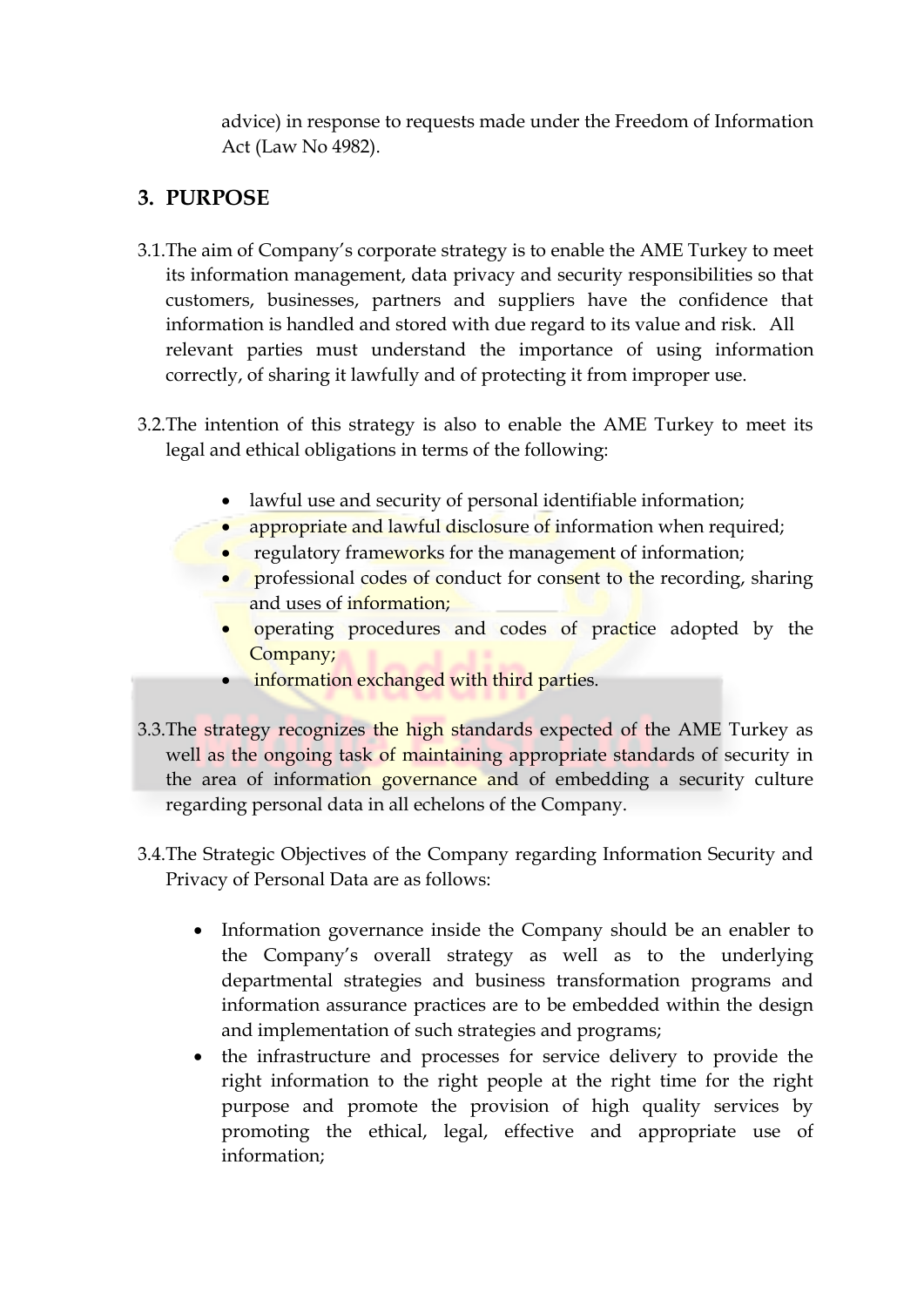advice) in response to requests made under the Freedom of Information Act (Law No 4982).

## 3. PURPOSE

3.1. The aim of Company's corporate strategy is to enable the AME Turkey to meet its information management, data privacy and security responsibilities so that customers, businesses, partners and suppliers have the confidence that information is handled and stored with due regard to its value and risk. All relevant parties must understand the importance of using information correctly, of sharing it lawfully and of protecting it from improper use.

3.2. The intention of this strategy is also to enable the AME Turkey to meet its legal and ethical obligations in terms of the following:

- lawful use and security of personal identifiable information;
- appropriate and lawful disclosure of information when required;
- regulatory frameworks for the management of information;
- professional codes of conduct for consent to the recording, sharing and uses of information;
- operating procedures and codes of practice adopted by the Company;
- information exchanged with third parties.

3.3. The strategy recognizes the high standards expected of the AME Turkey as well as the ongoing task of maintaining appropriate standards of security in the area of information governance and of embedding a security culture regarding personal data in all echelons of the Company.

3.4. The Strategic Objectives of the Company regarding Information Security and Privacy of Personal Data are as follows:

- Information governance inside the Company should be an enabler to the Company's overall strategy as well as to the underlying departmental strategies and business transformation programs and information assurance practices are to be embedded within the design and implementation of such strategies and programs;
- the infrastructure and processes for service delivery to provide the right information to the right people at the right time for the right purpose and promote the provision of high quality services by promoting the ethical, legal, effective and appropriate use of information;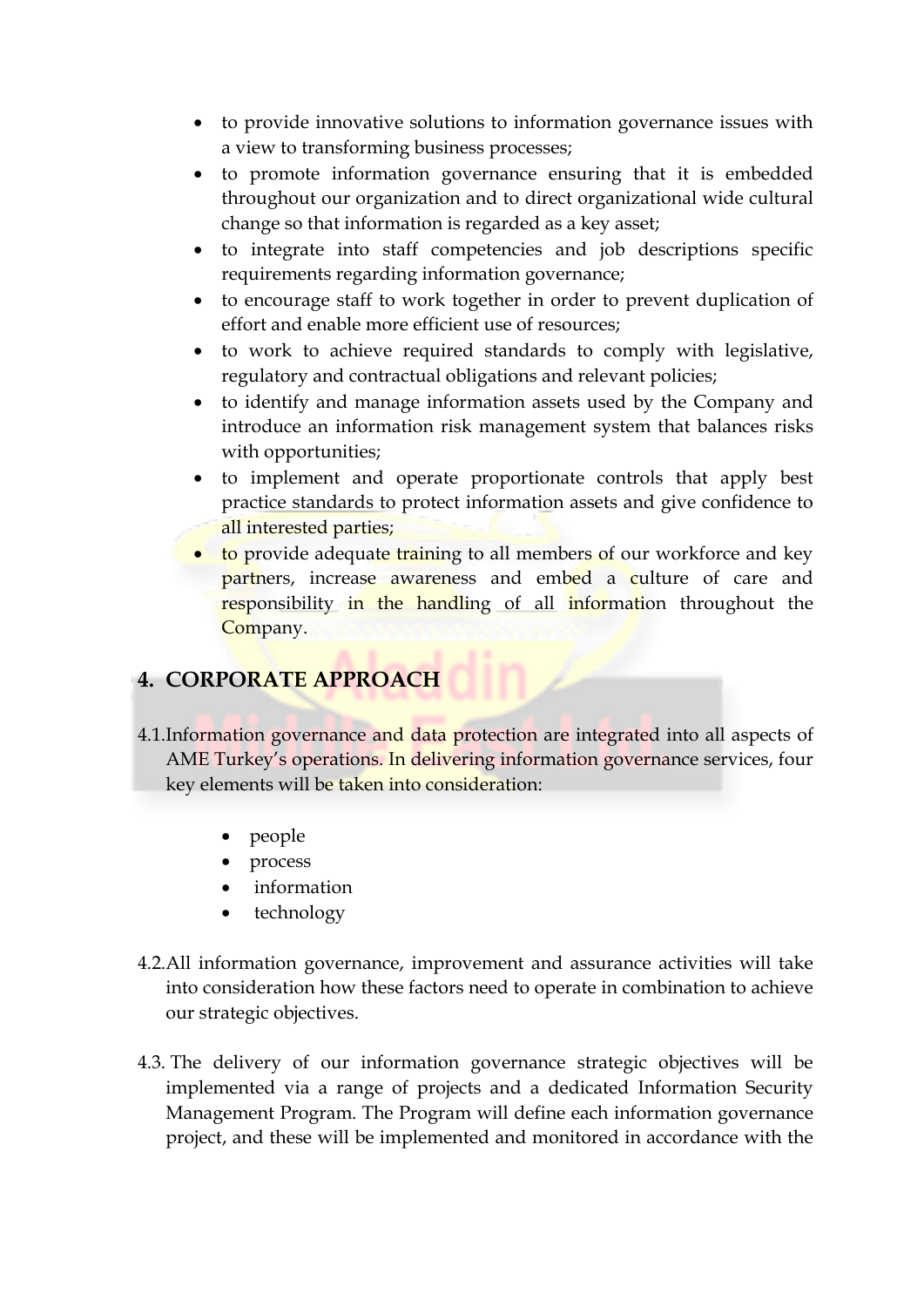- to provide innovative solutions to information governance issues with a view to transforming business processes;
- to promote information governance ensuring that it is embedded throughout our organization and to direct organizational wide cultural change so that information is regarded as a key asset;
- to integrate into staff competencies and job descriptions specific requirements regarding information governance;
- to encourage staff to work together in order to prevent duplication of effort and enable more efficient use of resources;
- to work to achieve required standards to comply with legislative, regulatory and contractual obligations and relevant policies;
- to identify and manage information assets used by the Company and introduce an information risk management system that balances risks with opportunities;
- to implement and operate proportionate controls that apply best practice standards to protect information assets and give confidence to all interested parties;
- to provide adequate training to all members of our workforce and key partners, increase awareness and embed a culture of care and responsibility in the handling of all information throughout the Company.

## 4. CORPORATE APPROACH

4.1. Information governance and data protection are integrated into all aspects of AME Turkey's operations. In delivering information governance services, four key elements will be taken into consideration:

- people
- process
- information
- technology

4.2. All information governance, improvement and assurance activities will take into consideration how these factors need to operate in combination to achieve our strategic objectives.

4.3. The delivery of our information governance strategic objectives will be implemented via a range of projects and a dedicated Information Security Management Program. The Program will define each information governance project, and these will be implemented and monitored in accordance with the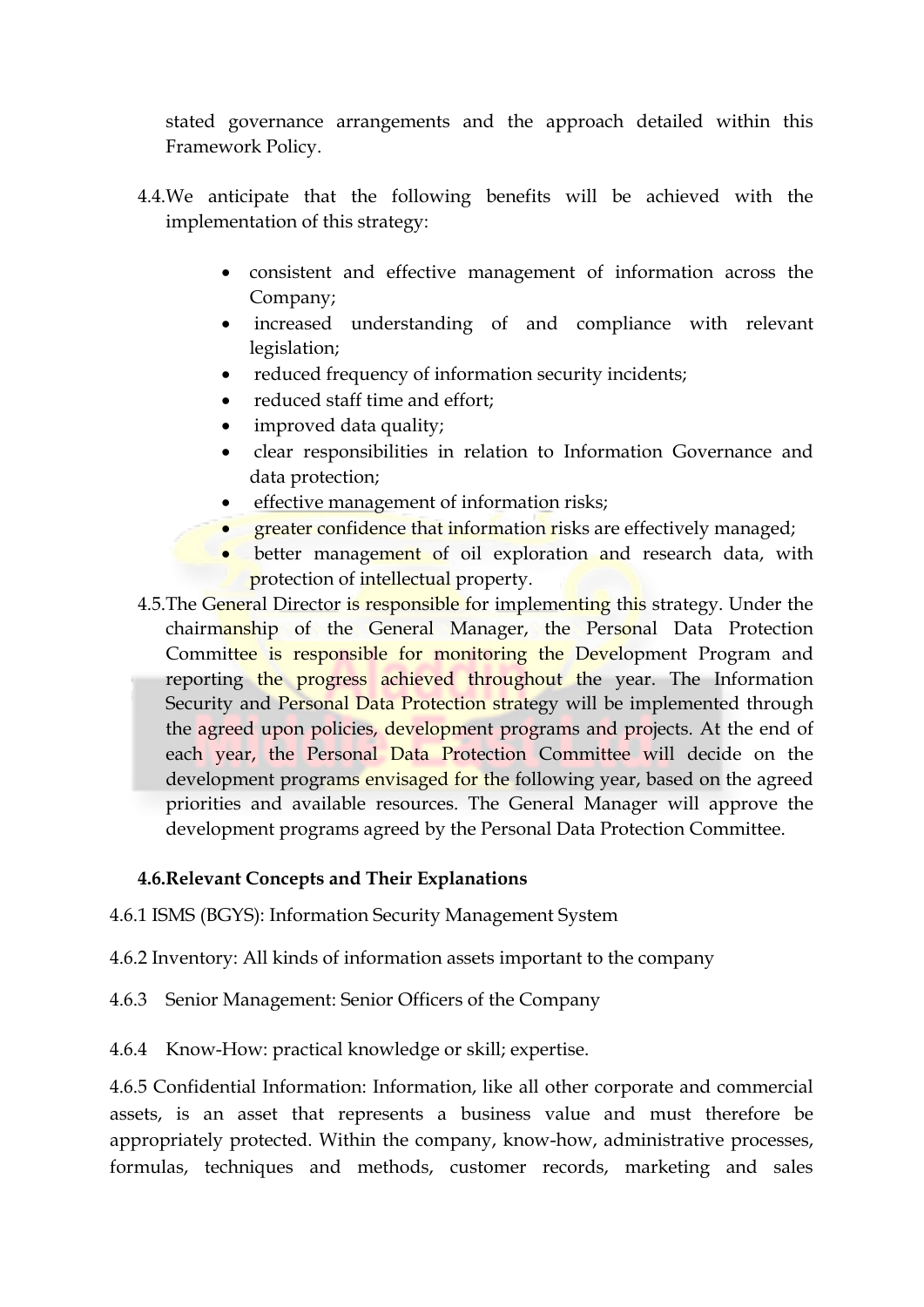stated governance arrangements and the approach detailed within this Framework Policy.

4.4. We anticipate that the following benefits will be achieved with the implementation of this strategy:

- consistent and effective management of information across the Company;
- increased understanding of and compliance with relevant legislation;
- reduced frequency of information security incidents;
- reduced staff time and effort;
- improved data quality;
- clear responsibilities in relation to Information Governance and data protection;
- effective management of information risks;
- greater confidence that information risks are effectively managed;
- better management of oil exploration and research data, with protection of intellectual property.

4.5. The General Director is responsible for implementing this strategy. Under the chairmanship of the General Manager, the Personal Data Protection Committee is responsible for monitoring the Development Program and reporting the progress achieved throughout the year. The Information Security and Personal Data Protection strategy will be implemented through the agreed upon policies, development programs and projects. At the end of each year, the Personal Data Protection Committee will decide on the development programs envisaged for the following year, based on the agreed priorities and available resources. The General Manager will approve the development programs agreed by the Personal Data Protection Committee.

**4.6. Relevant Concepts and Their Explanations**

4.6.1 ISMS (BGYS): Information Security Management System

4.6.2 Inventory: All kinds of information assets important to the company

4.6.3 Senior Management: Senior Officers of the Company

4.6.4 Know-How: practical knowledge or skill; expertise.

4.6.5 Confidential Information: Information, like all other corporate and commercial assets, is an asset that represents a business value and must therefore be appropriately protected. Within the company, know-how, administrative processes, formulas, techniques and methods, customer records, marketing and sales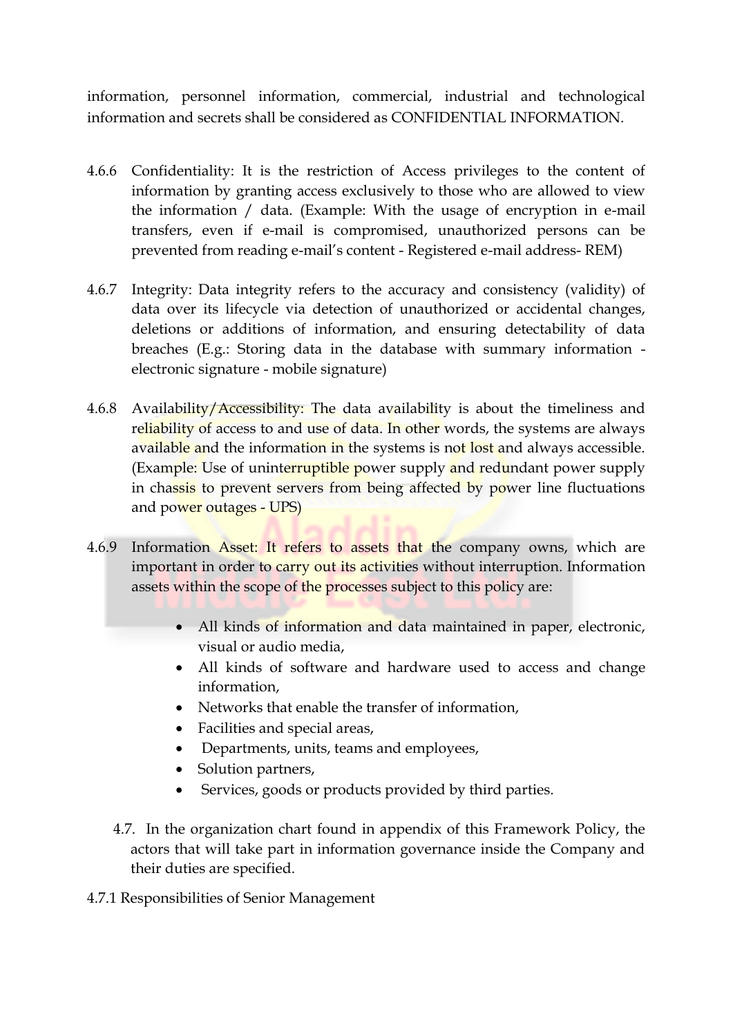information, personnel information, commercial, industrial and technological information and secrets shall be considered as CONFIDENTIAL INFORMATION.

4.6.6 Confidentiality: It is the restriction of Access privileges to the content of information by granting access exclusively to those who are allowed to view the information / data. (Example: With the usage of encryption in e-mail transfers, even if e-mail is compromised, unauthorized persons can be prevented from reading e-mail's content - Registered e-mail address- REM)

4.6.7 Integrity: Data integrity refers to the accuracy and consistency (validity) of data over its lifecycle via detection of unauthorized or accidental changes, deletions or additions of information, and ensuring detectability of data breaches (E.g.: Storing data in the database with summary information - electronic signature - mobile signature)

4.6.8 Availability/Accessibility: The data availability is about the timeliness and reliability of access to and use of data. In other words, the systems are always available and the information in the systems is not lost and always accessible. (Example: Use of uninterruptible power supply and redundant power supply in chassis to prevent servers from being affected by power line fluctuations and power outages - UPS)

4.6.9 Information Asset: It refers to assets that the company owns, which are important in order to carry out its activities without interruption. Information assets within the scope of the processes subject to this policy are:

- All kinds of information and data maintained in paper, electronic, visual or audio media,
- All kinds of software and hardware used to access and change information,
- Networks that enable the transfer of information,
- Facilities and special areas,
- Departments, units, teams and employees,
- Solution partners,
- Services, goods or products provided by third parties.

4.7. In the organization chart found in appendix of this Framework Policy, the actors that will take part in information governance inside the Company and their duties are specified.

4.7.1 Responsibilities of Senior Management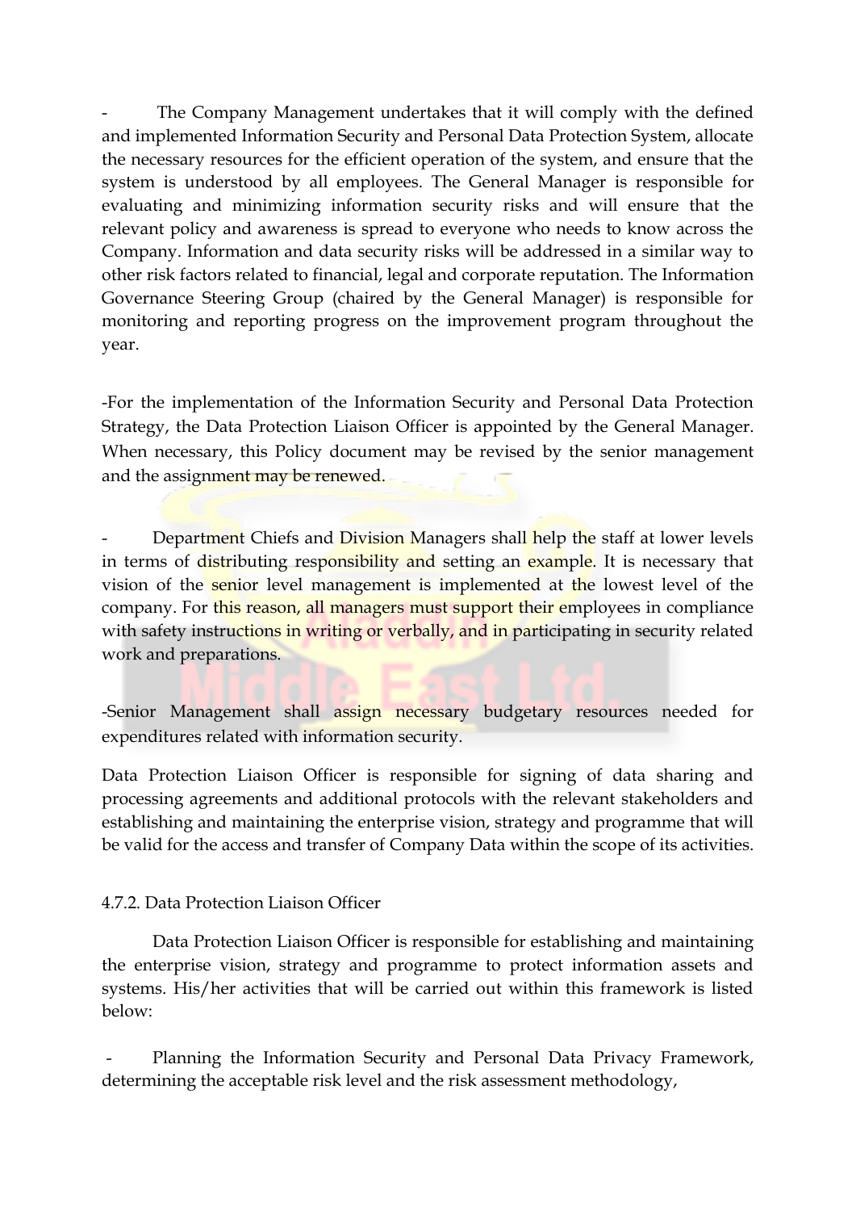- The Company Management undertakes that it will comply with the defined and implemented Information Security and Personal Data Protection System, allocate the necessary resources for the efficient operation of the system, and ensure that the system is understood by all employees. The General Manager is responsible for evaluating and minimizing information security risks and will ensure that the relevant policy and awareness is spread to everyone who needs to know across the Company. Information and data security risks will be addressed in a similar way to other risk factors related to financial, legal and corporate reputation. The Information Governance Steering Group (chaired by the General Manager) is responsible for monitoring and reporting progress on the improvement program throughout the year.

-For the implementation of the Information Security and Personal Data Protection Strategy, the Data Protection Liaison Officer is appointed by the General Manager. When necessary, this Policy document may be revised by the senior management and the assignment may be renewed.

- Department Chiefs and Division Managers shall help the staff at lower levels in terms of distributing responsibility and setting an example. It is necessary that vision of the senior level management is implemented at the lowest level of the company. For this reason, all managers must support their employees in compliance with safety instructions in writing or verbally, and in participating in security related work and preparations.

-Senior Management shall assign necessary budgetary resources needed for expenditures related with information security.

Data Protection Liaison Officer is responsible for signing of data sharing and processing agreements and additional protocols with the relevant stakeholders and establishing and maintaining the enterprise vision, strategy and programme that will be valid for the access and transfer of Company Data within the scope of its activities.

4.7.2. Data Protection Liaison Officer

Data Protection Liaison Officer is responsible for establishing and maintaining the enterprise vision, strategy and programme to protect information assets and systems. His/her activities that will be carried out within this framework is listed below:

- Planning the Information Security and Personal Data Privacy Framework, determining the acceptable risk level and the risk assessment methodology,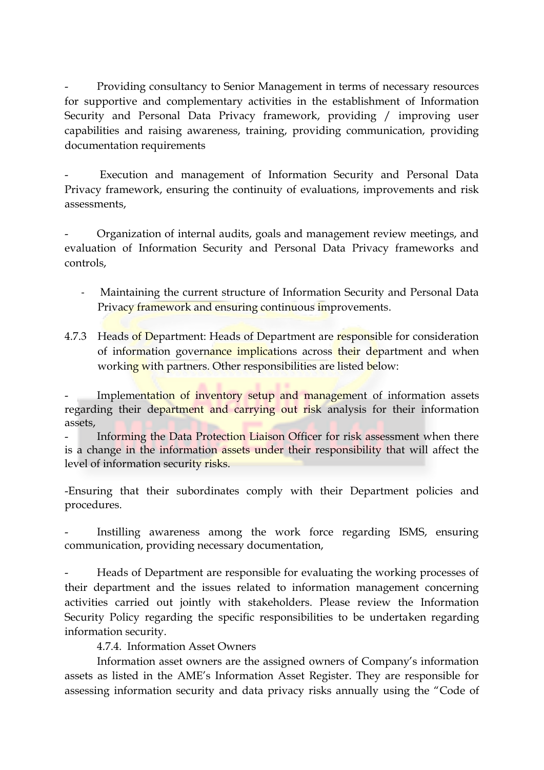- Providing consultancy to Senior Management in terms of necessary resources for supportive and complementary activities in the establishment of Information Security and Personal Data Privacy framework, providing / improving user capabilities and raising awareness, training, providing communication, providing documentation requirements

- Execution and management of Information Security and Personal Data Privacy framework, ensuring the continuity of evaluations, improvements and risk assessments,

- Organization of internal audits, goals and management review meetings, and evaluation of Information Security and Personal Data Privacy frameworks and controls,

- Maintaining the current structure of Information Security and Personal Data Privacy framework and ensuring continuous improvements.

4.7.3 Heads of Department: Heads of Department are responsible for consideration of information governance implications across their department and when working with partners. Other responsibilities are listed below:

- Implementation of inventory setup and management of information assets regarding their department and carrying out risk analysis for their information assets,
- Informing the Data Protection Liaison Officer for risk assessment when there is a change in the information assets under their responsibility that will affect the level of information security risks.

-Ensuring that their subordinates comply with their Department policies and procedures.

- Instilling awareness among the work force regarding ISMS, ensuring communication, providing necessary documentation,

- Heads of Department are responsible for evaluating the working processes of their department and the issues related to information management concerning activities carried out jointly with stakeholders. Please review the Information Security Policy regarding the specific responsibilities to be undertaken regarding information security.

4.7.4. Information Asset Owners

Information asset owners are the assigned owners of Company's information assets as listed in the AME's Information Asset Register. They are responsible for assessing information security and data privacy risks annually using the "Code of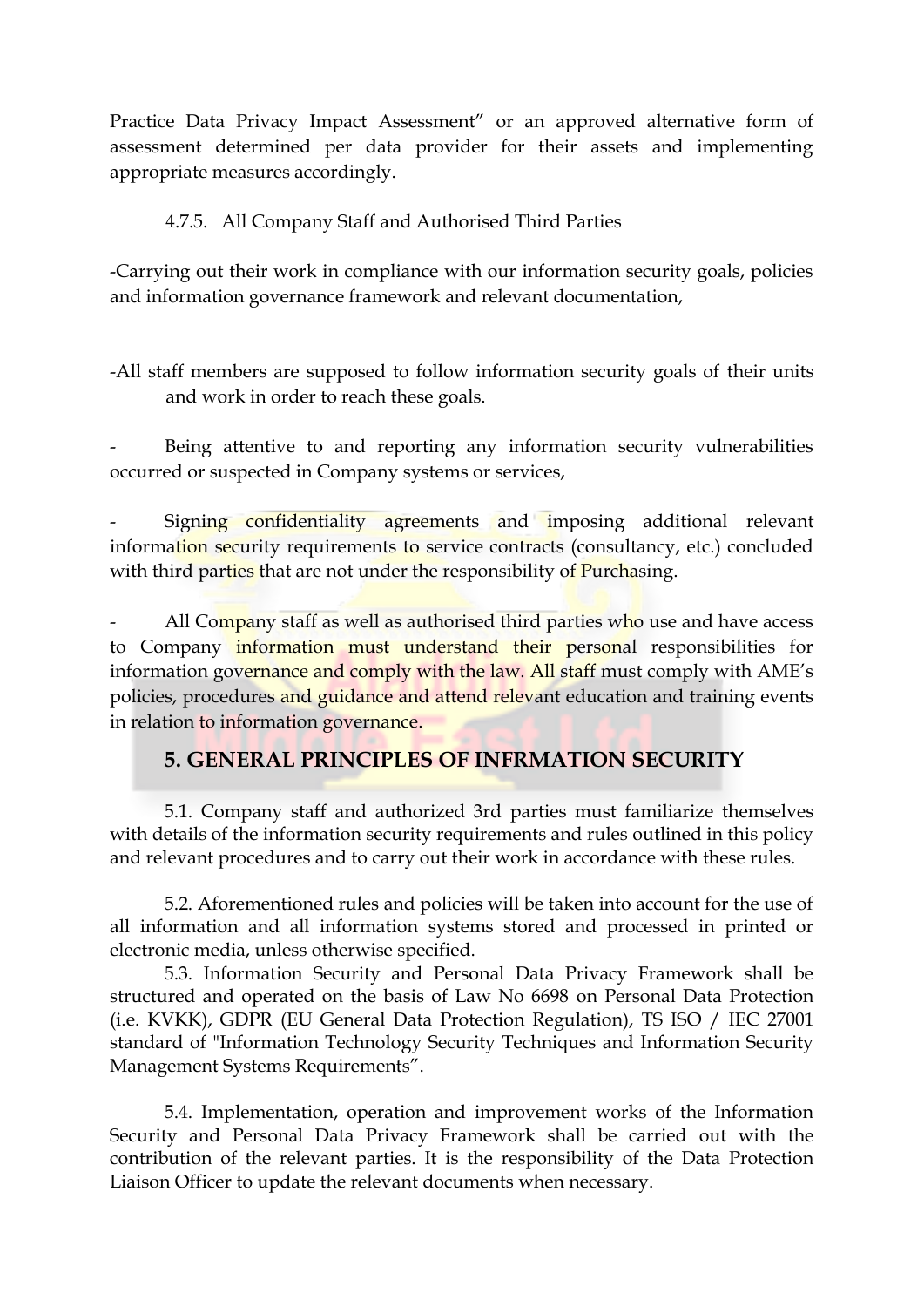Practice Data Privacy Impact Assessment" or an approved alternative form of assessment determined per data provider for their assets and implementing appropriate measures accordingly.

4.7.5. All Company Staff and Authorised Third Parties

-Carrying out their work in compliance with our information security goals, policies and information governance framework and relevant documentation,

-All staff members are supposed to follow information security goals of their units and work in order to reach these goals.

- Being attentive to and reporting any information security vulnerabilities occurred or suspected in Company systems or services,

- Signing confidentiality agreements and imposing additional relevant information security requirements to service contracts (consultancy, etc.) concluded with third parties that are not under the responsibility of Purchasing.

- All Company staff as well as authorised third parties who use and have access to Company information must understand their personal responsibilities for information governance and comply with the law. All staff must comply with AME's policies, procedures and guidance and attend relevant education and training events in relation to information governance.

## 5. GENERAL PRINCIPLES OF INFRMATION SECURITY

5.1. Company staff and authorized 3rd parties must familiarize themselves with details of the information security requirements and rules outlined in this policy and relevant procedures and to carry out their work in accordance with these rules.

5.2. Aforementioned rules and policies will be taken into account for the use of all information and all information systems stored and processed in printed or electronic media, unless otherwise specified.

5.3. Information Security and Personal Data Privacy Framework shall be structured and operated on the basis of Law No 6698 on Personal Data Protection (i.e. KVKK), GDPR (EU General Data Protection Regulation), TS ISO / IEC 27001 standard of "Information Technology Security Techniques and Information Security Management Systems Requirements".

5.4. Implementation, operation and improvement works of the Information Security and Personal Data Privacy Framework shall be carried out with the contribution of the relevant parties. It is the responsibility of the Data Protection Liaison Officer to update the relevant documents when necessary.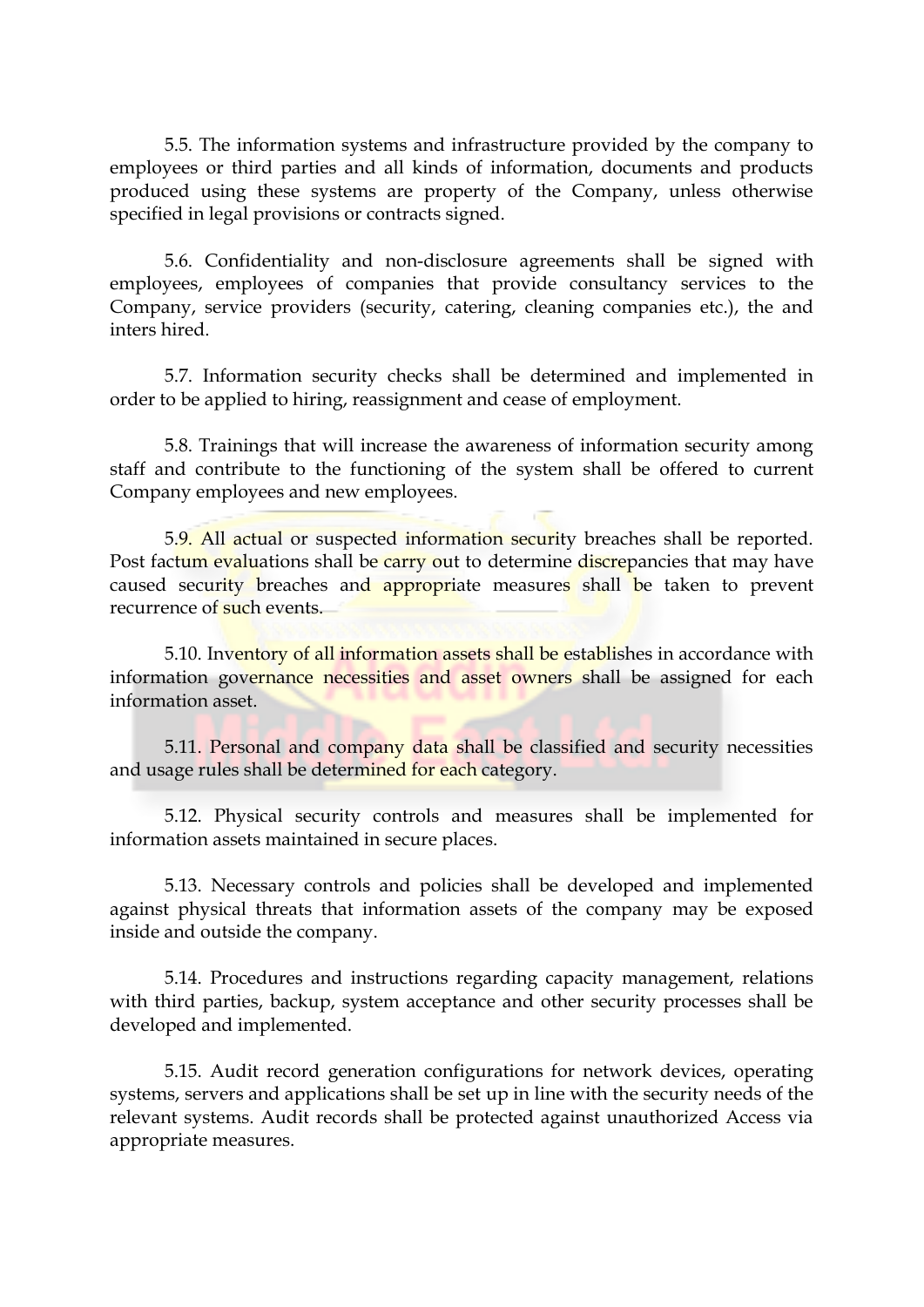5.5. The information systems and infrastructure provided by the company to employees or third parties and all kinds of information, documents and products produced using these systems are property of the Company, unless otherwise specified in legal provisions or contracts signed.

5.6. Confidentiality and non-disclosure agreements shall be signed with employees, employees of companies that provide consultancy services to the Company, service providers (security, catering, cleaning companies etc.), the and inters hired.

5.7. Information security checks shall be determined and implemented in order to be applied to hiring, reassignment and cease of employment.

5.8. Trainings that will increase the awareness of information security among staff and contribute to the functioning of the system shall be offered to current Company employees and new employees.

5.9. All actual or suspected information security breaches shall be reported. Post factum evaluations shall be carry out to determine discrepancies that may have caused security breaches and appropriate measures shall be taken to prevent recurrence of such events.

5.10. Inventory of all information assets shall be establishes in accordance with information governance necessities and asset owners shall be assigned for each information asset.

5.11. Personal and company data shall be classified and security necessities and usage rules shall be determined for each category.

5.12. Physical security controls and measures shall be implemented for information assets maintained in secure places.

5.13. Necessary controls and policies shall be developed and implemented against physical threats that information assets of the company may be exposed inside and outside the company.

5.14. Procedures and instructions regarding capacity management, relations with third parties, backup, system acceptance and other security processes shall be developed and implemented.

5.15. Audit record generation configurations for network devices, operating systems, servers and applications shall be set up in line with the security needs of the relevant systems. Audit records shall be protected against unauthorized Access via appropriate measures.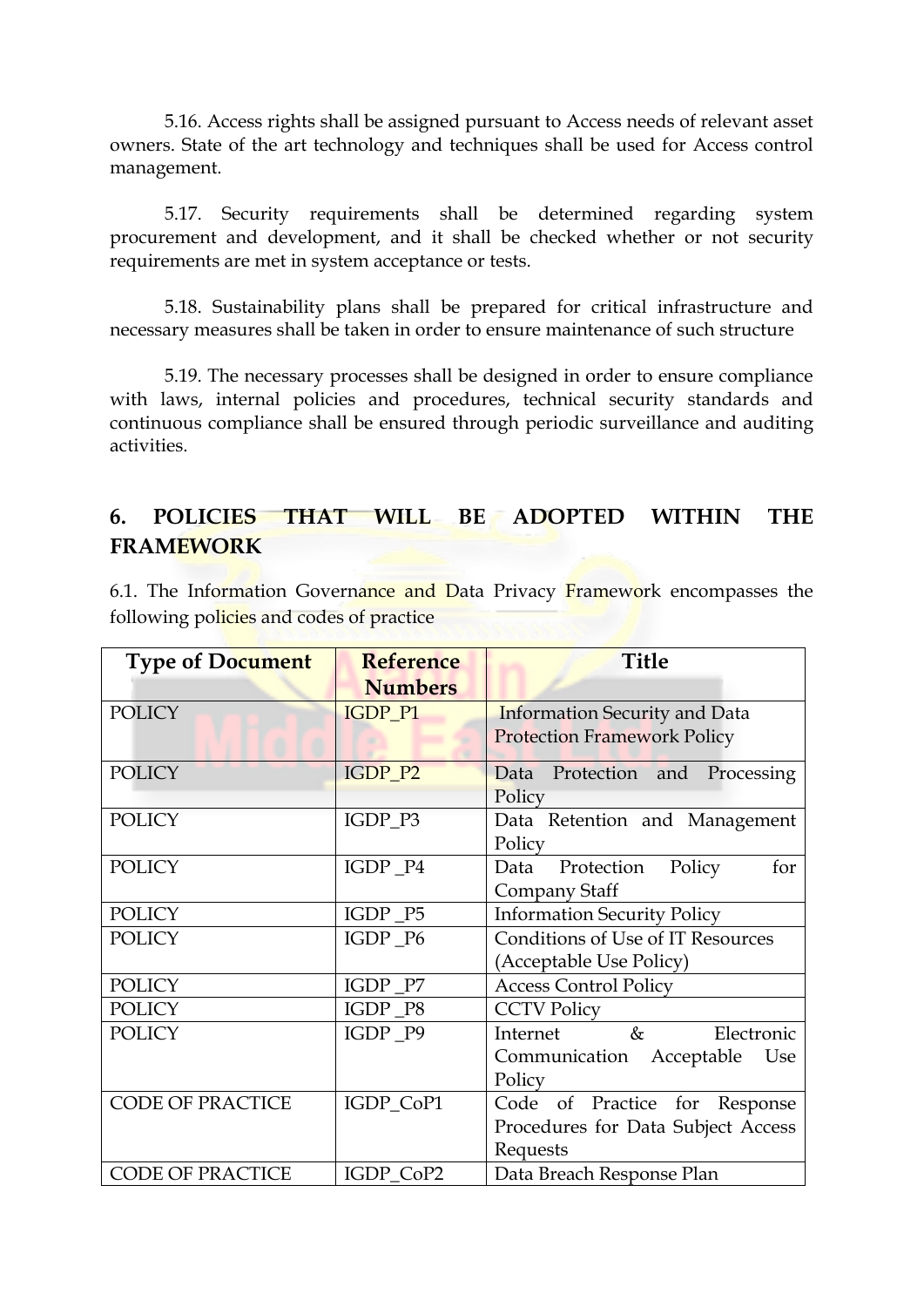5.16. Access rights shall be assigned pursuant to Access needs of relevant asset owners. State of the art technology and techniques shall be used for Access control management.

5.17. Security requirements shall be determined regarding system procurement and development, and it shall be checked whether or not security requirements are met in system acceptance or tests.

5.18. Sustainability plans shall be prepared for critical infrastructure and necessary measures shall be taken in order to ensure maintenance of such structure

5.19. The necessary processes shall be designed in order to ensure compliance with laws, internal policies and procedures, technical security standards and continuous compliance shall be ensured through periodic surveillance and auditing activities.

## 6. POLICIES THAT WILL BE ADOPTED WITHIN THE FRAMEWORK

6.1. The Information Governance and Data Privacy Framework encompasses the following policies and codes of practice

| Type of Document | Reference Numbers | Title |
| --- | --- | --- |
| POLICY | IGDP_P1 | Information Security and Data Protection Framework Policy |
| POLICY | IGDP_P2 | Data Protection and Processing Policy |
| POLICY | IGDP_P3 | Data Retention and Management Policy |
| POLICY | IGDP _P4 | Data Protection Policy for Company Staff |
| POLICY | IGDP _P5 | Information Security Policy |
| POLICY | IGDP _P6 | Conditions of Use of IT Resources (Acceptable Use Policy) |
| POLICY | IGDP _P7 | Access Control Policy |
| POLICY | IGDP _P8 | CCTV Policy |
| POLICY | IGDP _P9 | Internet & Electronic Communication Acceptable Use Policy |
| CODE OF PRACTICE | IGDP_CoP1 | Code of Practice for Response Procedures for Data Subject Access Requests |
| CODE OF PRACTICE | IGDP_CoP2 | Data Breach Response Plan |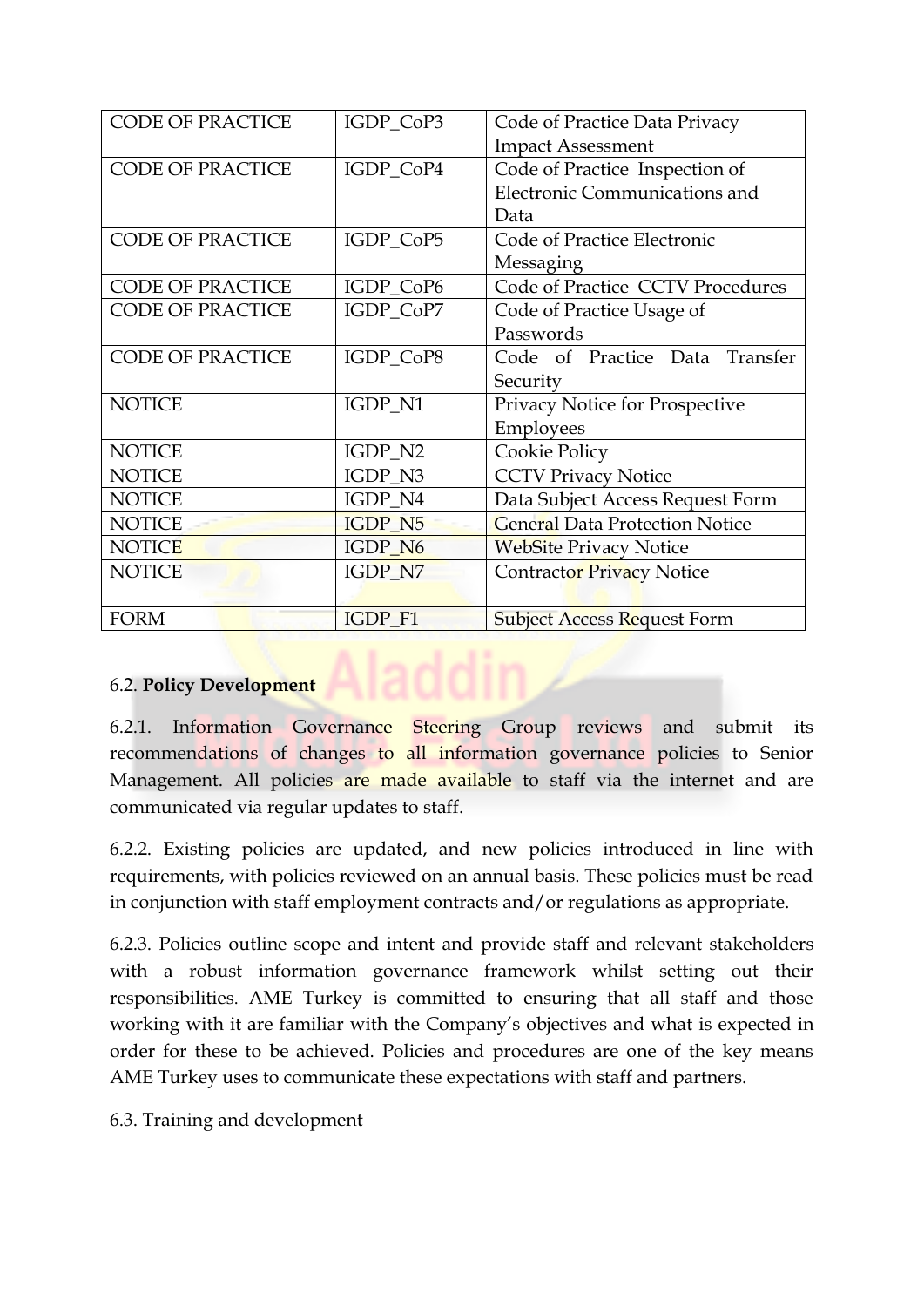| CODE OF PRACTICE | IGDP_CoP3 | Code of Practice Data Privacy Impact Assessment |
|---|---|---|
| CODE OF PRACTICE | IGDP_CoP4 | Code of Practice Inspection of Electronic Communications and Data |
| CODE OF PRACTICE | IGDP_CoP5 | Code of Practice Electronic Messaging |
| CODE OF PRACTICE | IGDP_CoP6 | Code of Practice CCTV Procedures |
| CODE OF PRACTICE | IGDP_CoP7 | Code of Practice Usage of Passwords |
| CODE OF PRACTICE | IGDP_CoP8 | Code of Practice Data Transfer Security |
| NOTICE | IGDP_N1 | Privacy Notice for Prospective Employees |
| NOTICE | IGDP_N2 | Cookie Policy |
| NOTICE | IGDP_N3 | CCTV Privacy Notice |
| NOTICE | IGDP_N4 | Data Subject Access Request Form |
| NOTICE | IGDP_N5 | General Data Protection Notice |
| NOTICE | IGDP_N6 | WebSite Privacy Notice |
| NOTICE | IGDP_N7 | Contractor Privacy Notice |
| FORM | IGDP_F1 | Subject Access Request Form |

6.2. **Policy Development**

6.2.1. Information Governance Steering Group reviews and submit its recommendations of changes to all information governance policies to Senior Management. All policies are made available to staff via the internet and are communicated via regular updates to staff.

6.2.2. Existing policies are updated, and new policies introduced in line with requirements, with policies reviewed on an annual basis. These policies must be read in conjunction with staff employment contracts and/or regulations as appropriate.

6.2.3. Policies outline scope and intent and provide staff and relevant stakeholders with a robust information governance framework whilst setting out their responsibilities. AME Turkey is committed to ensuring that all staff and those working with it are familiar with the Company's objectives and what is expected in order for these to be achieved. Policies and procedures are one of the key means AME Turkey uses to communicate these expectations with staff and partners.

6.3. Training and development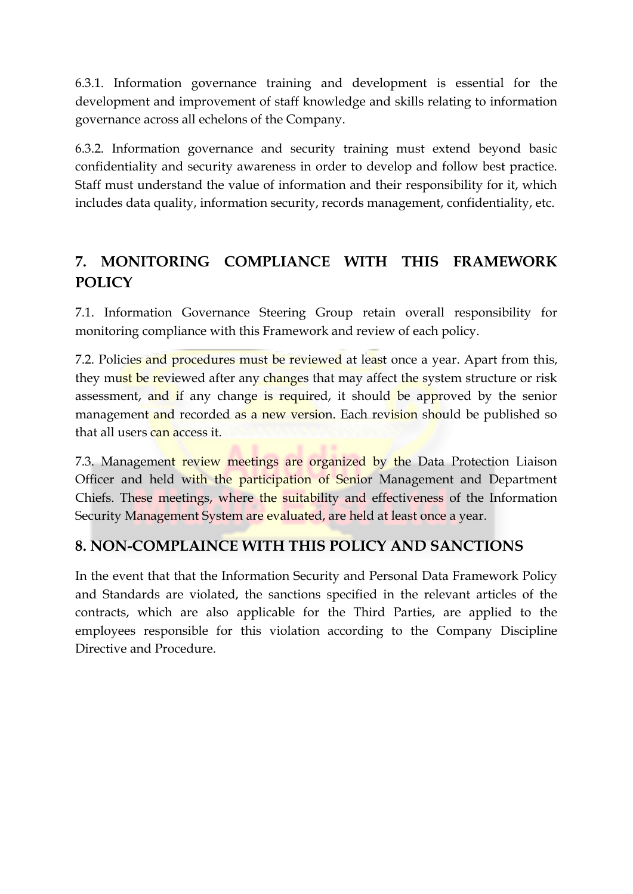6.3.1. Information governance training and development is essential for the development and improvement of staff knowledge and skills relating to information governance across all echelons of the Company.

6.3.2. Information governance and security training must extend beyond basic confidentiality and security awareness in order to develop and follow best practice. Staff must understand the value of information and their responsibility for it, which includes data quality, information security, records management, confidentiality, etc.

## 7. MONITORING COMPLIANCE WITH THIS FRAMEWORK POLICY

7.1. Information Governance Steering Group retain overall responsibility for monitoring compliance with this Framework and review of each policy.

7.2. Policies and procedures must be reviewed at least once a year. Apart from this, they must be reviewed after any changes that may affect the system structure or risk assessment, and if any change is required, it should be approved by the senior management and recorded as a new version. Each revision should be published so that all users can access it.

7.3. Management review meetings are organized by the Data Protection Liaison Officer and held with the participation of Senior Management and Department Chiefs. These meetings, where the suitability and effectiveness of the Information Security Management System are evaluated, are held at least once a year.

## 8. NON-COMPLAINCE WITH THIS POLICY AND SANCTIONS

In the event that that the Information Security and Personal Data Framework Policy and Standards are violated, the sanctions specified in the relevant articles of the contracts, which are also applicable for the Third Parties, are applied to the employees responsible for this violation according to the Company Discipline Directive and Procedure.